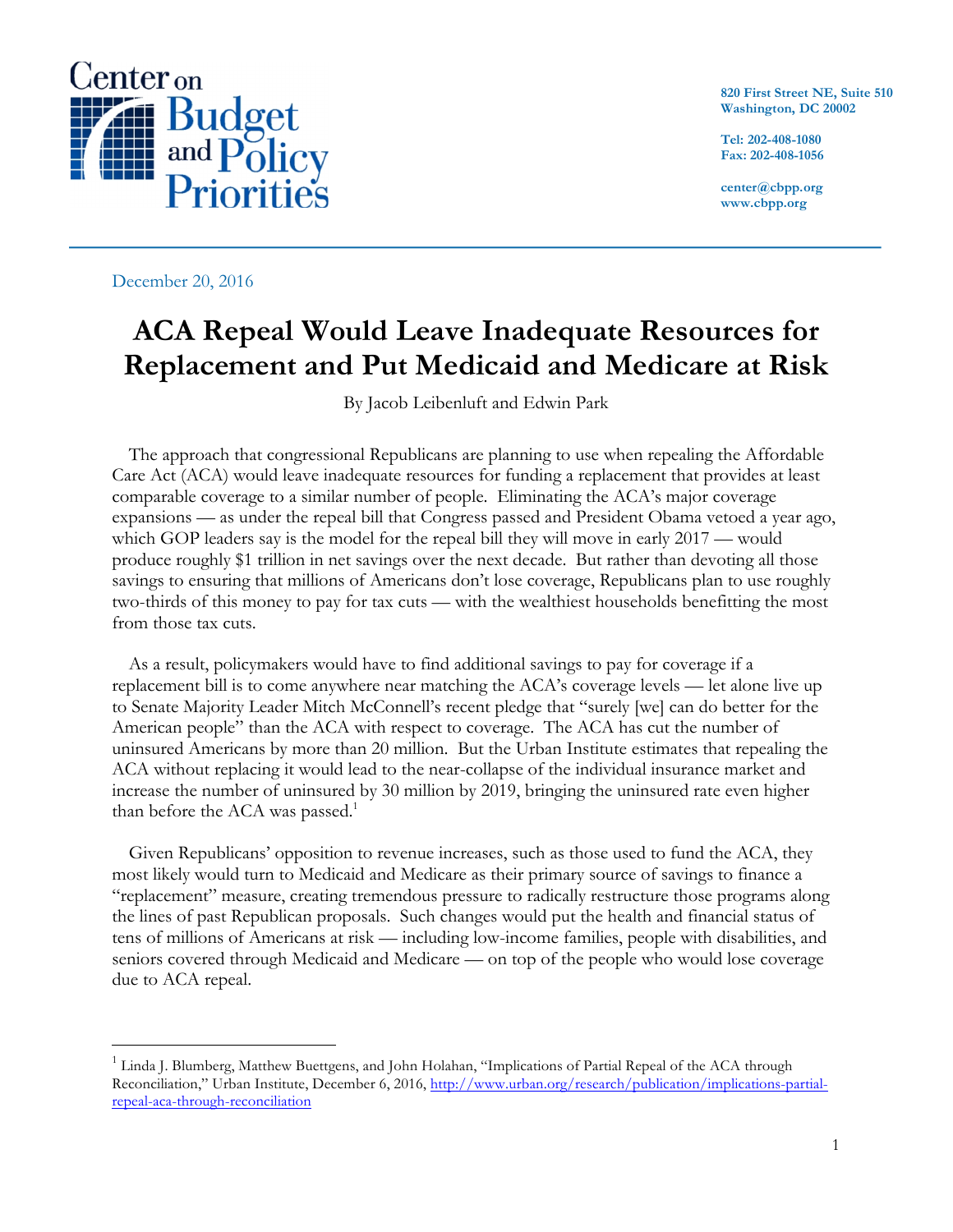Center on Budget and Policy Priorities

820 First Street NE, Suite 510
Washington, DC 20002

Tel: 202-408-1080
Fax: 202-408-1056

center@cbpp.org
www.cbpp.org

December 20, 2016

# ACA Repeal Would Leave Inadequate Resources for Replacement and Put Medicaid and Medicare at Risk

By Jacob Leibenluft and Edwin Park

The approach that congressional Republicans are planning to use when repealing the Affordable Care Act (ACA) would leave inadequate resources for funding a replacement that provides at least comparable coverage to a similar number of people. Eliminating the ACA's major coverage expansions — as under the repeal bill that Congress passed and President Obama vetoed a year ago, which GOP leaders say is the model for the repeal bill they will move in early 2017 — would produce roughly $1 trillion in net savings over the next decade. But rather than devoting all those savings to ensuring that millions of Americans don't lose coverage, Republicans plan to use roughly two-thirds of this money to pay for tax cuts — with the wealthiest households benefitting the most from those tax cuts.

As a result, policymakers would have to find additional savings to pay for coverage if a replacement bill is to come anywhere near matching the ACA's coverage levels — let alone live up to Senate Majority Leader Mitch McConnell's recent pledge that "surely [we] can do better for the American people" than the ACA with respect to coverage. The ACA has cut the number of uninsured Americans by more than 20 million. But the Urban Institute estimates that repealing the ACA without replacing it would lead to the near-collapse of the individual insurance market and increase the number of uninsured by 30 million by 2019, bringing the uninsured rate even higher than before the ACA was passed.[1]

Given Republicans' opposition to revenue increases, such as those used to fund the ACA, they most likely would turn to Medicaid and Medicare as their primary source of savings to finance a "replacement" measure, creating tremendous pressure to radically restructure those programs along the lines of past Republican proposals. Such changes would put the health and financial status of tens of millions of Americans at risk — including low-income families, people with disabilities, and seniors covered through Medicaid and Medicare — on top of the people who would lose coverage due to ACA repeal.

---

[1] Linda J. Blumberg, Matthew Buettgens, and John Holahan, "Implications of Partial Repeal of the ACA through Reconciliation," Urban Institute, December 6, 2016, http://www.urban.org/research/publication/implications-partial-repeal-aca-through-reconciliation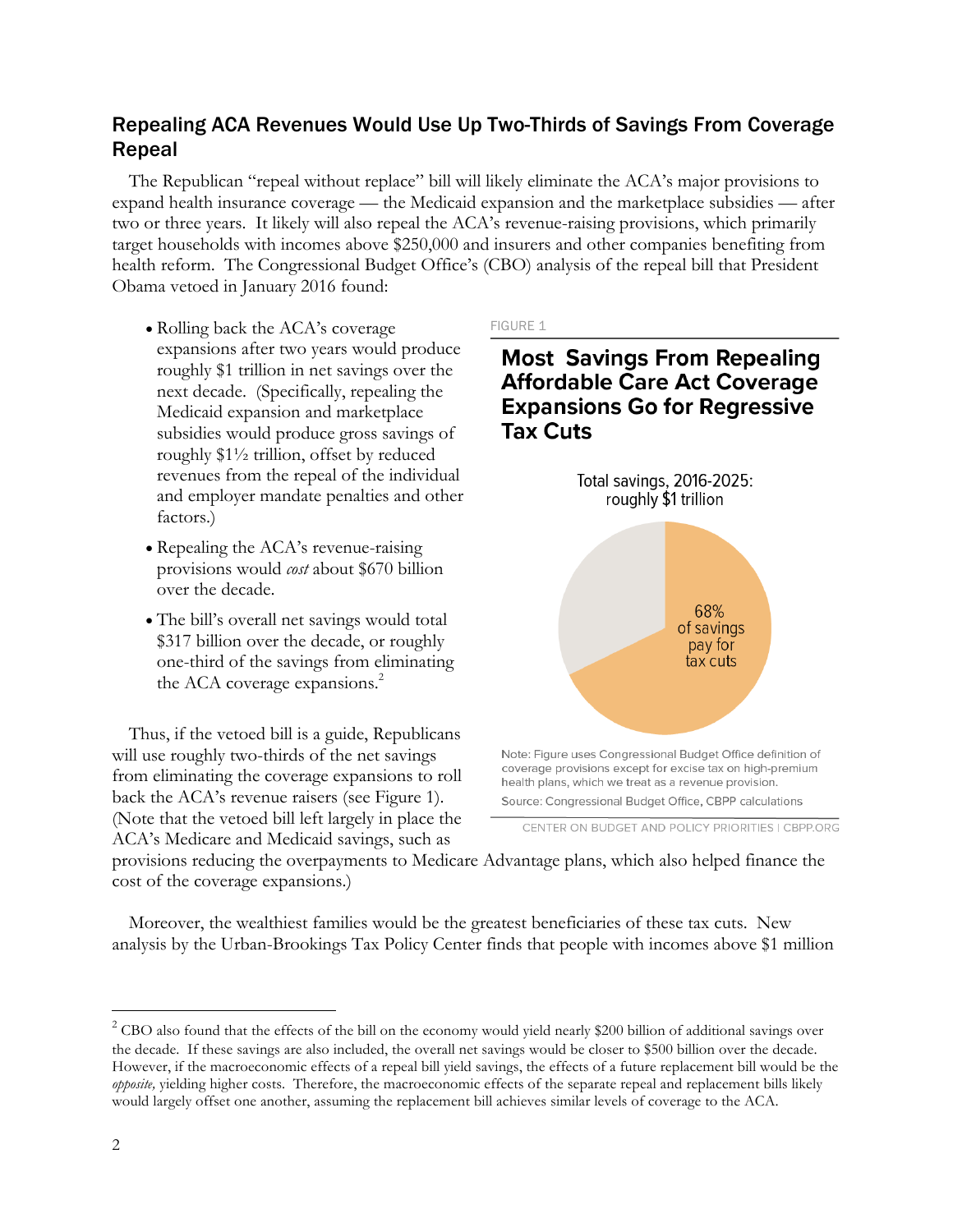## Repealing ACA Revenues Would Use Up Two-Thirds of Savings From Coverage Repeal

The Republican "repeal without replace" bill will likely eliminate the ACA's major provisions to expand health insurance coverage — the Medicaid expansion and the marketplace subsidies — after two or three years. It likely will also repeal the ACA's revenue-raising provisions, which primarily target households with incomes above $250,000 and insurers and other companies benefiting from health reform. The Congressional Budget Office's (CBO) analysis of the repeal bill that President Obama vetoed in January 2016 found:

- Rolling back the ACA's coverage expansions after two years would produce roughly $1 trillion in net savings over the next decade. (Specifically, repealing the Medicaid expansion and marketplace subsidies would produce gross savings of roughly $1½ trillion, offset by reduced revenues from the repeal of the individual and employer mandate penalties and other factors.)
- Repealing the ACA's revenue-raising provisions would *cost* about $670 billion over the decade.
- The bill's overall net savings would total $317 billion over the decade, or roughly one-third of the savings from eliminating the ACA coverage expansions.[2]

FIGURE 1

**Most Savings From Repealing Affordable Care Act Coverage Expansions Go for Regressive Tax Cuts**

Total savings, 2016-2025: roughly $1 trillion

68% of savings pay for tax cuts

Note: Figure uses Congressional Budget Office definition of coverage provisions except for excise tax on high-premium health plans, which we treat as a revenue provision.

Source: Congressional Budget Office, CBPP calculations

CENTER ON BUDGET AND POLICY PRIORITIES | CBPP.ORG

Thus, if the vetoed bill is a guide, Republicans will use roughly two-thirds of the net savings from eliminating the coverage expansions to roll back the ACA's revenue raisers (see Figure 1). (Note that the vetoed bill left largely in place the ACA's Medicare and Medicaid savings, such as provisions reducing the overpayments to Medicare Advantage plans, which also helped finance the cost of the coverage expansions.)

Moreover, the wealthiest families would be the greatest beneficiaries of these tax cuts. New analysis by the Urban-Brookings Tax Policy Center finds that people with incomes above $1 million

---

[2] CBO also found that the effects of the bill on the economy would yield nearly $200 billion of additional savings over the decade. If these savings are also included, the overall net savings would be closer to $500 billion over the decade. However, if the macroeconomic effects of a repeal bill yield savings, the effects of a future replacement bill would be the *opposite,* yielding higher costs. Therefore, the macroeconomic effects of the separate repeal and replacement bills likely would largely offset one another, assuming the replacement bill achieves similar levels of coverage to the ACA.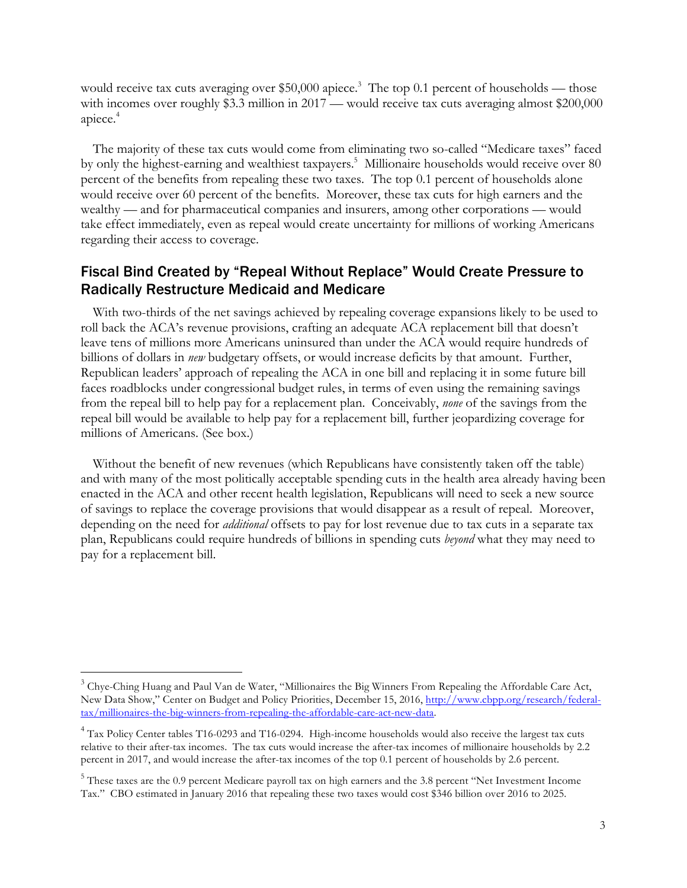would receive tax cuts averaging over $50,000 apiece.[3] The top 0.1 percent of households — those with incomes over roughly $3.3 million in 2017 — would receive tax cuts averaging almost $200,000 apiece.[4]

The majority of these tax cuts would come from eliminating two so-called "Medicare taxes" faced by only the highest-earning and wealthiest taxpayers.[5] Millionaire households would receive over 80 percent of the benefits from repealing these two taxes. The top 0.1 percent of households alone would receive over 60 percent of the benefits. Moreover, these tax cuts for high earners and the wealthy — and for pharmaceutical companies and insurers, among other corporations — would take effect immediately, even as repeal would create uncertainty for millions of working Americans regarding their access to coverage.

## Fiscal Bind Created by "Repeal Without Replace" Would Create Pressure to Radically Restructure Medicaid and Medicare

With two-thirds of the net savings achieved by repealing coverage expansions likely to be used to roll back the ACA's revenue provisions, crafting an adequate ACA replacement bill that doesn't leave tens of millions more Americans uninsured than under the ACA would require hundreds of billions of dollars in *new* budgetary offsets, or would increase deficits by that amount. Further, Republican leaders' approach of repealing the ACA in one bill and replacing it in some future bill faces roadblocks under congressional budget rules, in terms of even using the remaining savings from the repeal bill to help pay for a replacement plan. Conceivably, *none* of the savings from the repeal bill would be available to help pay for a replacement bill, further jeopardizing coverage for millions of Americans. (See box.)

Without the benefit of new revenues (which Republicans have consistently taken off the table) and with many of the most politically acceptable spending cuts in the health area already having been enacted in the ACA and other recent health legislation, Republicans will need to seek a new source of savings to replace the coverage provisions that would disappear as a result of repeal. Moreover, depending on the need for *additional* offsets to pay for lost revenue due to tax cuts in a separate tax plan, Republicans could require hundreds of billions in spending cuts *beyond* what they may need to pay for a replacement bill.

---

[3] Chye-Ching Huang and Paul Van de Water, "Millionaires the Big Winners From Repealing the Affordable Care Act, New Data Show," Center on Budget and Policy Priorities, December 15, 2016, http://www.cbpp.org/research/federal-tax/millionaires-the-big-winners-from-repealing-the-affordable-care-act-new-data.

[4] Tax Policy Center tables T16-0293 and T16-0294. High-income households would also receive the largest tax cuts relative to their after-tax incomes. The tax cuts would increase the after-tax incomes of millionaire households by 2.2 percent in 2017, and would increase the after-tax incomes of the top 0.1 percent of households by 2.6 percent.

[5] These taxes are the 0.9 percent Medicare payroll tax on high earners and the 3.8 percent "Net Investment Income Tax." CBO estimated in January 2016 that repealing these two taxes would cost $346 billion over 2016 to 2025.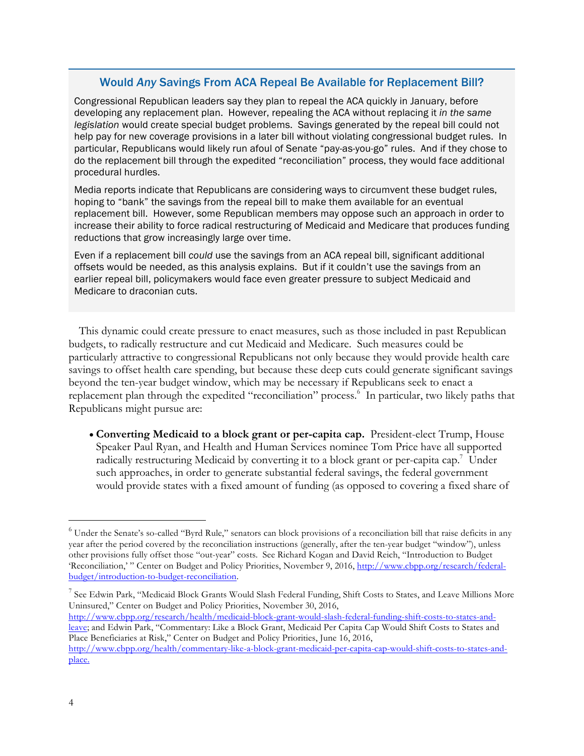## Would *Any* Savings From ACA Repeal Be Available for Replacement Bill?

Congressional Republican leaders say they plan to repeal the ACA quickly in January, before developing any replacement plan. However, repealing the ACA without replacing it *in the same legislation* would create special budget problems. Savings generated by the repeal bill could not help pay for new coverage provisions in a later bill without violating congressional budget rules. In particular, Republicans would likely run afoul of Senate "pay-as-you-go" rules. And if they chose to do the replacement bill through the expedited "reconciliation" process, they would face additional procedural hurdles.

Media reports indicate that Republicans are considering ways to circumvent these budget rules, hoping to "bank" the savings from the repeal bill to make them available for an eventual replacement bill. However, some Republican members may oppose such an approach in order to increase their ability to force radical restructuring of Medicaid and Medicare that produces funding reductions that grow increasingly large over time.

Even if a replacement bill *could* use the savings from an ACA repeal bill, significant additional offsets would be needed, as this analysis explains. But if it couldn't use the savings from an earlier repeal bill, policymakers would face even greater pressure to subject Medicaid and Medicare to draconian cuts.

This dynamic could create pressure to enact measures, such as those included in past Republican budgets, to radically restructure and cut Medicaid and Medicare. Such measures could be particularly attractive to congressional Republicans not only because they would provide health care savings to offset health care spending, but because these deep cuts could generate significant savings beyond the ten-year budget window, which may be necessary if Republicans seek to enact a replacement plan through the expedited "reconciliation" process.[6] In particular, two likely paths that Republicans might pursue are:

- **Converting Medicaid to a block grant or per-capita cap.** President-elect Trump, House Speaker Paul Ryan, and Health and Human Services nominee Tom Price have all supported radically restructuring Medicaid by converting it to a block grant or per-capita cap.[7] Under such approaches, in order to generate substantial federal savings, the federal government would provide states with a fixed amount of funding (as opposed to covering a fixed share of

---

[6] Under the Senate's so-called "Byrd Rule," senators can block provisions of a reconciliation bill that raise deficits in any year after the period covered by the reconciliation instructions (generally, after the ten-year budget "window"), unless other provisions fully offset those "out-year" costs. See Richard Kogan and David Reich, "Introduction to Budget 'Reconciliation,'" Center on Budget and Policy Priorities, November 9, 2016, http://www.cbpp.org/research/federal-budget/introduction-to-budget-reconciliation.

[7] See Edwin Park, "Medicaid Block Grants Would Slash Federal Funding, Shift Costs to States, and Leave Millions More Uninsured," Center on Budget and Policy Priorities, November 30, 2016, http://www.cbpp.org/research/health/medicaid-block-grant-would-slash-federal-funding-shift-costs-to-states-and-leave; and Edwin Park, "Commentary: Like a Block Grant, Medicaid Per Capita Cap Would Shift Costs to States and Place Beneficiaries at Risk," Center on Budget and Policy Priorities, June 16, 2016, http://www.cbpp.org/health/commentary-like-a-block-grant-medicaid-per-capita-cap-would-shift-costs-to-states-and-place.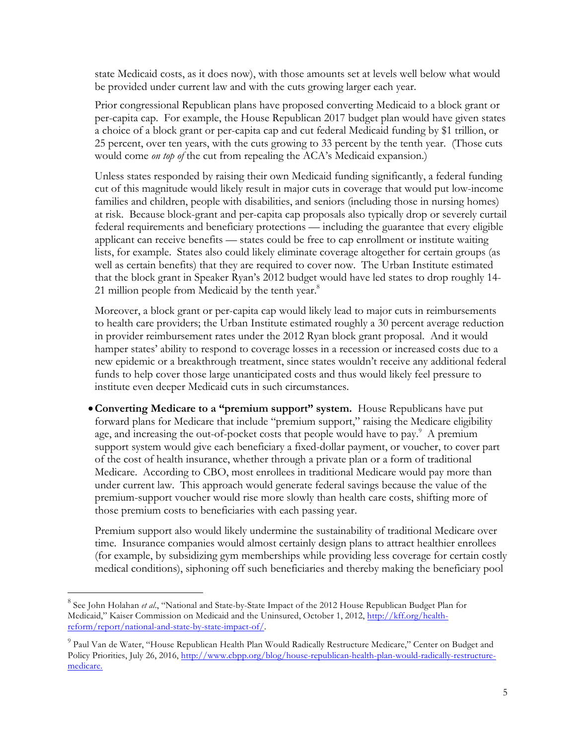state Medicaid costs, as it does now), with those amounts set at levels well below what would be provided under current law and with the cuts growing larger each year.

Prior congressional Republican plans have proposed converting Medicaid to a block grant or per-capita cap. For example, the House Republican 2017 budget plan would have given states a choice of a block grant or per-capita cap and cut federal Medicaid funding by $1 trillion, or 25 percent, over ten years, with the cuts growing to 33 percent by the tenth year. (Those cuts would come *on top of* the cut from repealing the ACA's Medicaid expansion.)

Unless states responded by raising their own Medicaid funding significantly, a federal funding cut of this magnitude would likely result in major cuts in coverage that would put low-income families and children, people with disabilities, and seniors (including those in nursing homes) at risk. Because block-grant and per-capita cap proposals also typically drop or severely curtail federal requirements and beneficiary protections — including the guarantee that every eligible applicant can receive benefits — states could be free to cap enrollment or institute waiting lists, for example. States also could likely eliminate coverage altogether for certain groups (as well as certain benefits) that they are required to cover now. The Urban Institute estimated that the block grant in Speaker Ryan's 2012 budget would have led states to drop roughly 14-21 million people from Medicaid by the tenth year.[8]

Moreover, a block grant or per-capita cap would likely lead to major cuts in reimbursements to health care providers; the Urban Institute estimated roughly a 30 percent average reduction in provider reimbursement rates under the 2012 Ryan block grant proposal. And it would hamper states' ability to respond to coverage losses in a recession or increased costs due to a new epidemic or a breakthrough treatment, since states wouldn't receive any additional federal funds to help cover those large unanticipated costs and thus would likely feel pressure to institute even deeper Medicaid cuts in such circumstances.

- **Converting Medicare to a "premium support" system.** House Republicans have put forward plans for Medicare that include "premium support," raising the Medicare eligibility age, and increasing the out-of-pocket costs that people would have to pay.[9] A premium support system would give each beneficiary a fixed-dollar payment, or voucher, to cover part of the cost of health insurance, whether through a private plan or a form of traditional Medicare. According to CBO, most enrollees in traditional Medicare would pay more than under current law. This approach would generate federal savings because the value of the premium-support voucher would rise more slowly than health care costs, shifting more of those premium costs to beneficiaries with each passing year.

  Premium support also would likely undermine the sustainability of traditional Medicare over time. Insurance companies would almost certainly design plans to attract healthier enrollees (for example, by subsidizing gym memberships while providing less coverage for certain costly medical conditions), siphoning off such beneficiaries and thereby making the beneficiary pool

---

[8] See John Holahan *et al*., "National and State-by-State Impact of the 2012 House Republican Budget Plan for Medicaid," Kaiser Commission on Medicaid and the Uninsured, October 1, 2012, http://kff.org/health-reform/report/national-and-state-by-state-impact-of/.

[9] Paul Van de Water, "House Republican Health Plan Would Radically Restructure Medicare," Center on Budget and Policy Priorities, July 26, 2016, http://www.cbpp.org/blog/house-republican-health-plan-would-radically-restructure-medicare.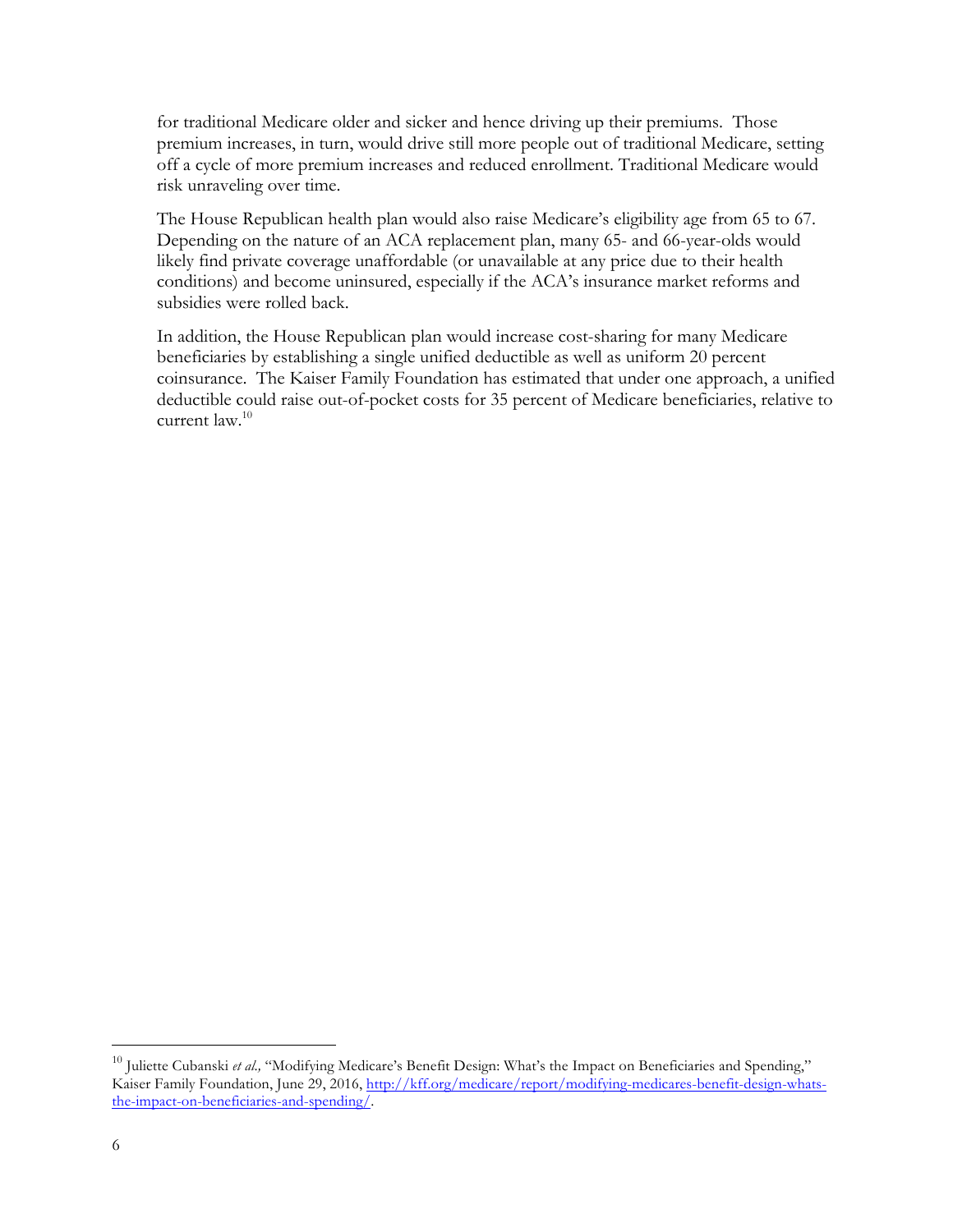for traditional Medicare older and sicker and hence driving up their premiums. Those premium increases, in turn, would drive still more people out of traditional Medicare, setting off a cycle of more premium increases and reduced enrollment. Traditional Medicare would risk unraveling over time.

The House Republican health plan would also raise Medicare's eligibility age from 65 to 67. Depending on the nature of an ACA replacement plan, many 65- and 66-year-olds would likely find private coverage unaffordable (or unavailable at any price due to their health conditions) and become uninsured, especially if the ACA's insurance market reforms and subsidies were rolled back.

In addition, the House Republican plan would increase cost-sharing for many Medicare beneficiaries by establishing a single unified deductible as well as uniform 20 percent coinsurance. The Kaiser Family Foundation has estimated that under one approach, a unified deductible could raise out-of-pocket costs for 35 percent of Medicare beneficiaries, relative to current law.[10]

---

[10] Juliette Cubanski *et al.,* "Modifying Medicare's Benefit Design: What's the Impact on Beneficiaries and Spending," Kaiser Family Foundation, June 29, 2016, http://kff.org/medicare/report/modifying-medicares-benefit-design-whats-the-impact-on-beneficiaries-and-spending/.